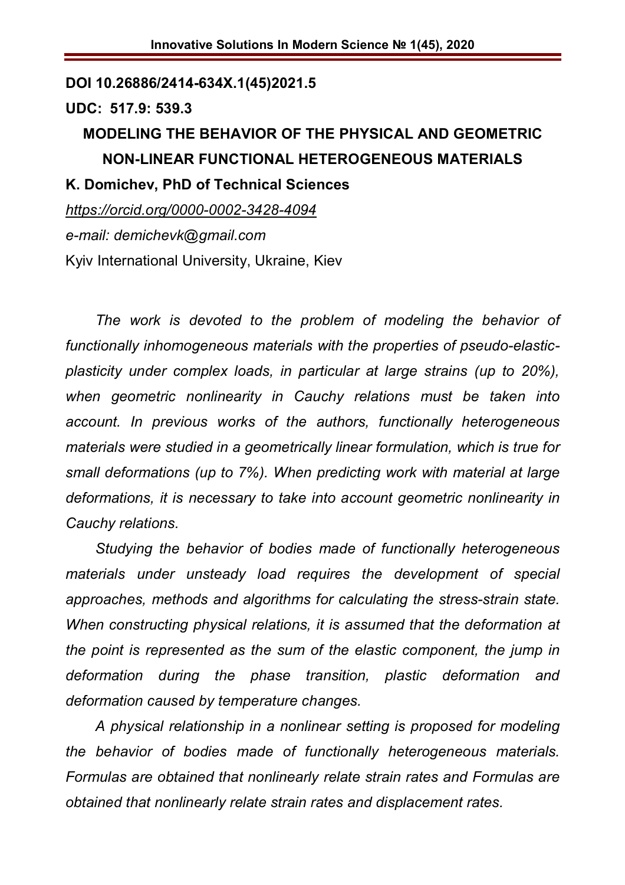DOI 10.26886/2414-634X.1(45)2021.5

UDC: 517.9: 539.3

# MODELING THE BEHAVIOR OF THE PHYSICAL AND GEOMETRIC NON-LINEAR FUNCTIONAL HETEROGENEOUS MATERIALS

**K. Domichev, PhD of Technical Sciences**

*https://orcid.org/0000-0002-3428-4094*

*e-mail: demichevk@gmail.com*

Kyiv International University, Ukraine, Kiev

*The work is devoted to the problem of modeling the behavior of functionally inhomogeneous materials with the properties of pseudo-elastic-plasticity under complex loads, in particular at large strains (up to 20%), when geometric nonlinearity in Cauchy relations must be taken into account. In previous works of the authors, functionally heterogeneous materials were studied in a geometrically linear formulation, which is true for small deformations (up to 7%). When predicting work with material at large deformations, it is necessary to take into account geometric nonlinearity in Cauchy relations.*

*Studying the behavior of bodies made of functionally heterogeneous materials under unsteady load requires the development of special approaches, methods and algorithms for calculating the stress-strain state. When constructing physical relations, it is assumed that the deformation at the point is represented as the sum of the elastic component, the jump in deformation during the phase transition, plastic deformation and deformation caused by temperature changes.*

*A physical relationship in a nonlinear setting is proposed for modeling the behavior of bodies made of functionally heterogeneous materials. Formulas are obtained that nonlinearly relate strain rates and Formulas are obtained that nonlinearly relate strain rates and displacement rates.*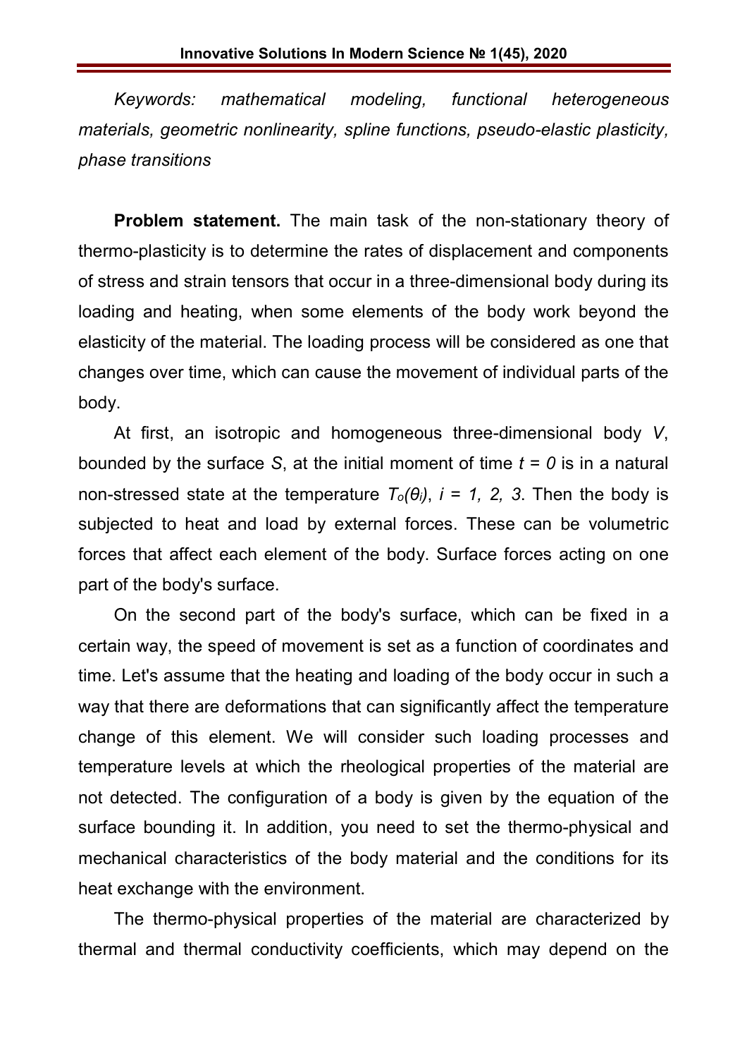*Keywords: mathematical modeling, functional heterogeneous materials, geometric nonlinearity, spline functions, pseudo-elastic plasticity, phase transitions*

**Problem statement.** The main task of the non-stationary theory of thermo-plasticity is to determine the rates of displacement and components of stress and strain tensors that occur in a three-dimensional body during its loading and heating, when some elements of the body work beyond the elasticity of the material. The loading process will be considered as one that changes over time, which can cause the movement of individual parts of the body.

At first, an isotropic and homogeneous three-dimensional body $V$, bounded by the surface $S$, at the initial moment of time $t = 0$ is in a natural non-stressed state at the temperature $T_o(\theta_i)$, $i = 1, 2, 3$. Then the body is subjected to heat and load by external forces. These can be volumetric forces that affect each element of the body. Surface forces acting on one part of the body's surface.

On the second part of the body's surface, which can be fixed in a certain way, the speed of movement is set as a function of coordinates and time. Let's assume that the heating and loading of the body occur in such a way that there are deformations that can significantly affect the temperature change of this element. We will consider such loading processes and temperature levels at which the rheological properties of the material are not detected. The configuration of a body is given by the equation of the surface bounding it. In addition, you need to set the thermo-physical and mechanical characteristics of the body material and the conditions for its heat exchange with the environment.

The thermo-physical properties of the material are characterized by thermal and thermal conductivity coefficients, which may depend on the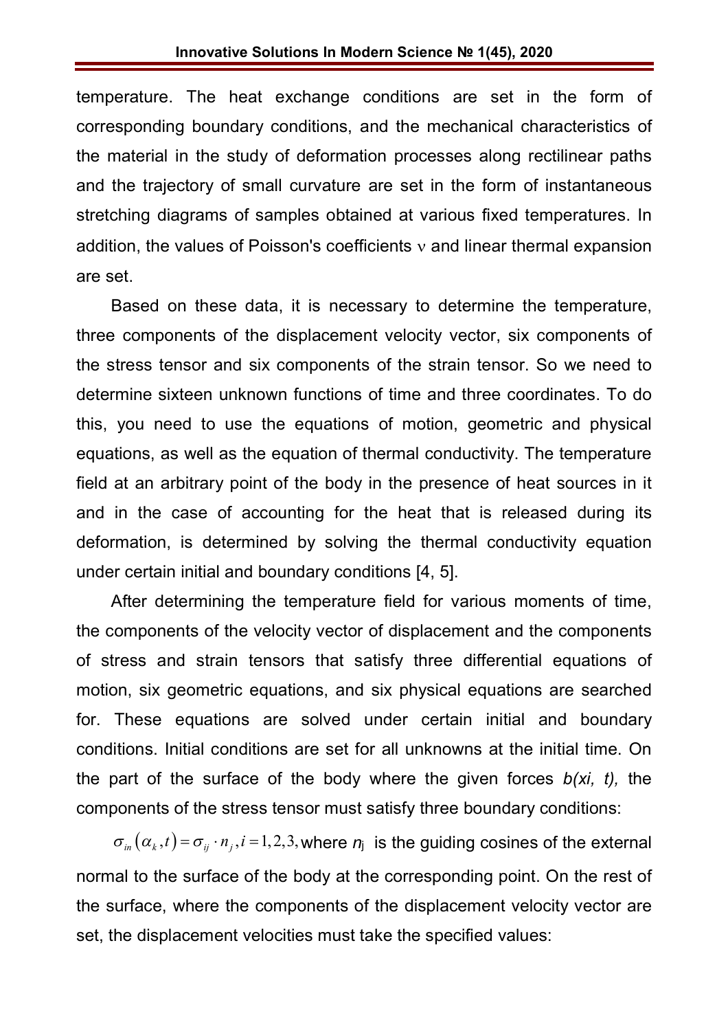temperature. The heat exchange conditions are set in the form of corresponding boundary conditions, and the mechanical characteristics of the material in the study of deformation processes along rectilinear paths and the trajectory of small curvature are set in the form of instantaneous stretching diagrams of samples obtained at various fixed temperatures. In addition, the values of Poisson's coefficients $\nu$ and linear thermal expansion are set.

Based on these data, it is necessary to determine the temperature, three components of the displacement velocity vector, six components of the stress tensor and six components of the strain tensor. So we need to determine sixteen unknown functions of time and three coordinates. To do this, you need to use the equations of motion, geometric and physical equations, as well as the equation of thermal conductivity. The temperature field at an arbitrary point of the body in the presence of heat sources in it and in the case of accounting for the heat that is released during its deformation, is determined by solving the thermal conductivity equation under certain initial and boundary conditions [4, 5].

After determining the temperature field for various moments of time, the components of the velocity vector of displacement and the components of stress and strain tensors that satisfy three differential equations of motion, six geometric equations, and six physical equations are searched for. These equations are solved under certain initial and boundary conditions. Initial conditions are set for all unknowns at the initial time. On the part of the surface of the body where the given forces *b(xi, t),* the components of the stress tensor must satisfy three boundary conditions:

$\sigma_{in}\left(\alpha_k, t\right) = \sigma_{ij} \cdot n_j, i = 1,2,3,$ where $n_j$ is the guiding cosines of the external normal to the surface of the body at the corresponding point. On the rest of the surface, where the components of the displacement velocity vector are set, the displacement velocities must take the specified values: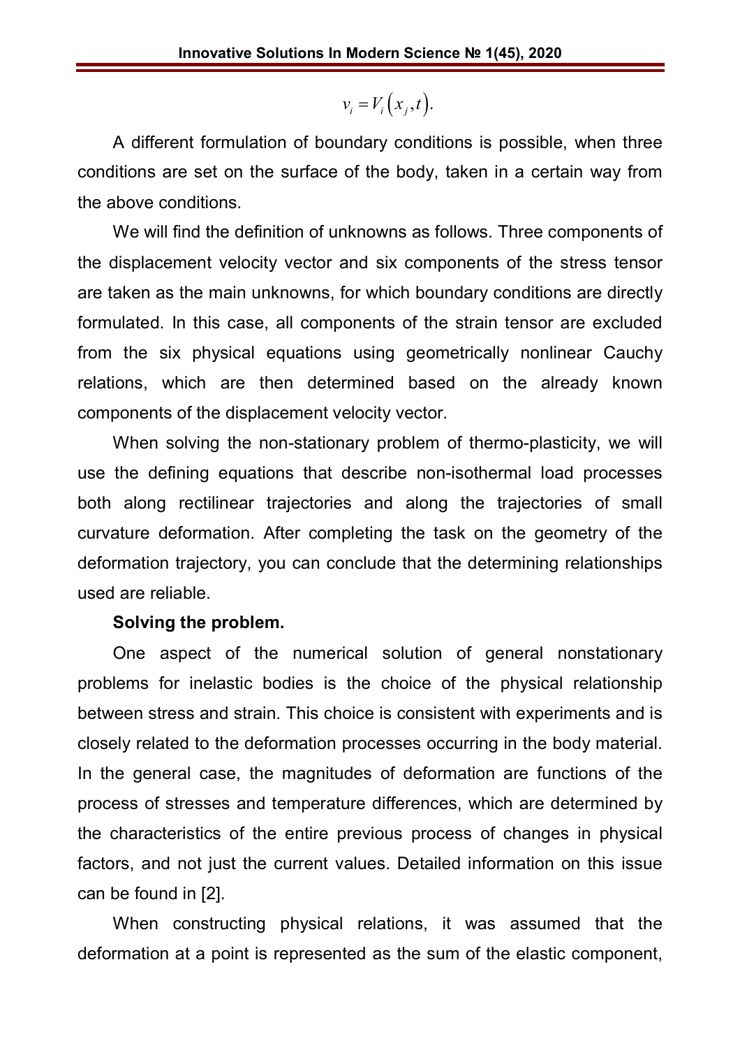$$v_i = V_i\left(x_j, t\right).$$

A different formulation of boundary conditions is possible, when three conditions are set on the surface of the body, taken in a certain way from the above conditions.

We will find the definition of unknowns as follows. Three components of the displacement velocity vector and six components of the stress tensor are taken as the main unknowns, for which boundary conditions are directly formulated. In this case, all components of the strain tensor are excluded from the six physical equations using geometrically nonlinear Cauchy relations, which are then determined based on the already known components of the displacement velocity vector.

When solving the non-stationary problem of thermo-plasticity, we will use the defining equations that describe non-isothermal load processes both along rectilinear trajectories and along the trajectories of small curvature deformation. After completing the task on the geometry of the deformation trajectory, you can conclude that the determining relationships used are reliable.

**Solving the problem.**

One aspect of the numerical solution of general nonstationary problems for inelastic bodies is the choice of the physical relationship between stress and strain. This choice is consistent with experiments and is closely related to the deformation processes occurring in the body material. In the general case, the magnitudes of deformation are functions of the process of stresses and temperature differences, which are determined by the characteristics of the entire previous process of changes in physical factors, and not just the current values. Detailed information on this issue can be found in [2].

When constructing physical relations, it was assumed that the deformation at a point is represented as the sum of the elastic component,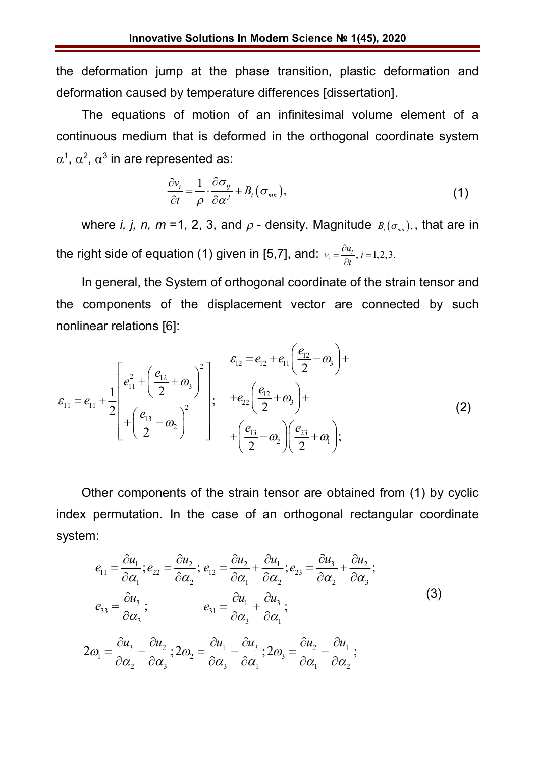the deformation jump at the phase transition, plastic deformation and deformation caused by temperature differences [dissertation].

The equations of motion of an infinitesimal volume element of a continuous medium that is deformed in the orthogonal coordinate system $\alpha^1$, $\alpha^2$, $\alpha^3$ in are represented as:

$$\frac{\partial v_i}{\partial t} = \frac{1}{\rho} \cdot \frac{\partial \sigma_{ij}}{\partial \alpha^j} + B_i\left(\sigma_{mn}\right), \tag{1}$$

where *i, j, n, m* =1, 2, 3, and $\rho$ - density. Magnitude $B_i(\sigma_{mn})$,, that are in the right side of equation (1) given in [5,7], and: $v_i = \frac{\partial u_i}{\partial t}, \; i = 1,2,3.$

In general, the System of orthogonal coordinate of the strain tensor and the components of the displacement vector are connected by such nonlinear relations [6]:

$$\varepsilon_{11} = e_{11} + \frac{1}{2}\left[ e_{11}^2 + \left(\frac{e_{12}}{2} + \omega_3\right)^2 + \left(\frac{e_{13}}{2} - \omega_2\right)^2 \right]; \quad \begin{aligned} \varepsilon_{12} &= e_{12} + e_{11}\left(\frac{e_{12}}{2} - \omega_3\right) + \\ &+ e_{22}\left(\frac{e_{12}}{2} + \omega_3\right) + \\ &+ \left(\frac{e_{13}}{2} - \omega_2\right)\left(\frac{e_{23}}{2} + \omega_1\right); \end{aligned} \tag{2}$$

Other components of the strain tensor are obtained from (1) by cyclic index permutation. In the case of an orthogonal rectangular coordinate system:

$$\begin{aligned} & e_{11} = \frac{\partial u_1}{\partial \alpha_1}; e_{22} = \frac{\partial u_2}{\partial \alpha_2}; \; e_{12} = \frac{\partial u_2}{\partial \alpha_1} + \frac{\partial u_1}{\partial \alpha_2}; e_{23} = \frac{\partial u_3}{\partial \alpha_2} + \frac{\partial u_2}{\partial \alpha_3}; \\ & e_{33} = \frac{\partial u_3}{\partial \alpha_3}; \qquad\qquad e_{31} = \frac{\partial u_1}{\partial \alpha_3} + \frac{\partial u_3}{\partial \alpha_1}; \\ & 2\omega_1 = \frac{\partial u_3}{\partial \alpha_2} - \frac{\partial u_2}{\partial \alpha_3}; 2\omega_2 = \frac{\partial u_1}{\partial \alpha_3} - \frac{\partial u_3}{\partial \alpha_1}; 2\omega_3 = \frac{\partial u_2}{\partial \alpha_1} - \frac{\partial u_1}{\partial \alpha_2}; \end{aligned} \tag{3}$$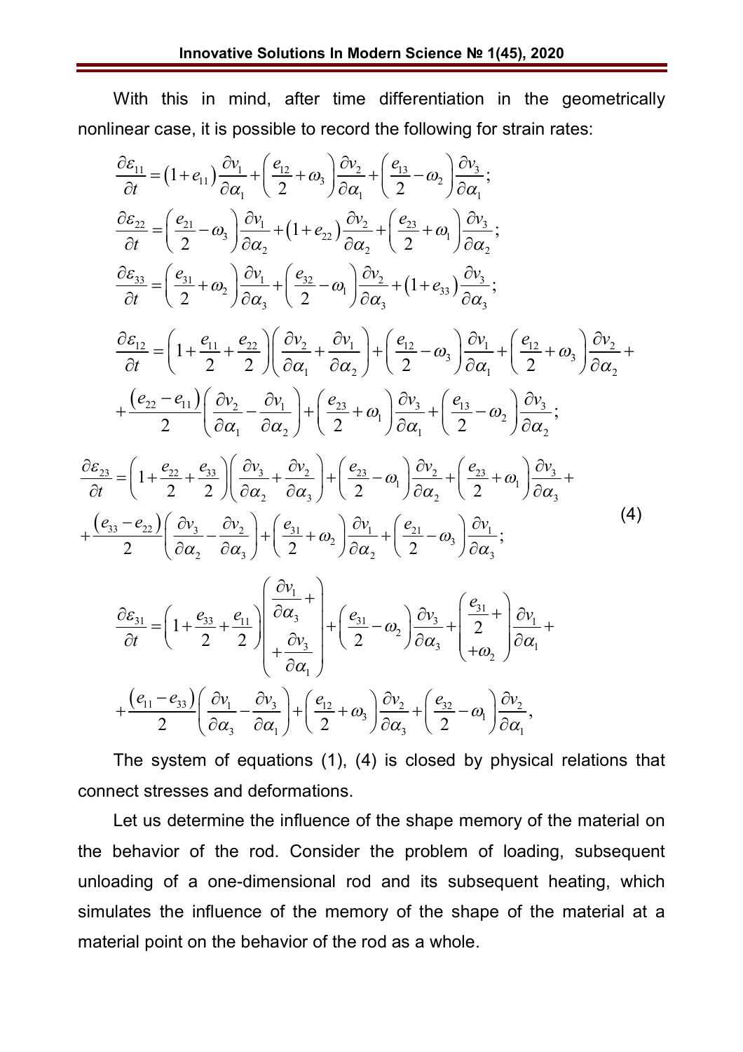With this in mind, after time differentiation in the geometrically nonlinear case, it is possible to record the following for strain rates:

$$
\begin{aligned}
&\frac{\partial \varepsilon_{11}}{\partial t} = \left(1+e_{11}\right)\frac{\partial v_1}{\partial \alpha_1} + \left(\frac{e_{12}}{2}+\omega_3\right)\frac{\partial v_2}{\partial \alpha_1} + \left(\frac{e_{13}}{2}-\omega_2\right)\frac{\partial v_3}{\partial \alpha_1};\\
&\frac{\partial \varepsilon_{22}}{\partial t} = \left(\frac{e_{21}}{2}-\omega_3\right)\frac{\partial v_1}{\partial \alpha_2} + \left(1+e_{22}\right)\frac{\partial v_2}{\partial \alpha_2} + \left(\frac{e_{23}}{2}+\omega_1\right)\frac{\partial v_3}{\partial \alpha_2};\\
&\frac{\partial \varepsilon_{33}}{\partial t} = \left(\frac{e_{31}}{2}+\omega_2\right)\frac{\partial v_1}{\partial \alpha_3} + \left(\frac{e_{32}}{2}-\omega_1\right)\frac{\partial v_2}{\partial \alpha_3} + \left(1+e_{33}\right)\frac{\partial v_3}{\partial \alpha_3};\\
&\frac{\partial \varepsilon_{12}}{\partial t} = \left(1+\frac{e_{11}}{2}+\frac{e_{22}}{2}\right)\left(\frac{\partial v_2}{\partial \alpha_1}+\frac{\partial v_1}{\partial \alpha_2}\right) + \left(\frac{e_{12}}{2}-\omega_3\right)\frac{\partial v_1}{\partial \alpha_1} + \left(\frac{e_{12}}{2}+\omega_3\right)\frac{\partial v_2}{\partial \alpha_2} +\\
&\quad + \frac{\left(e_{22}-e_{11}\right)}{2}\left(\frac{\partial v_2}{\partial \alpha_1}-\frac{\partial v_1}{\partial \alpha_2}\right) + \left(\frac{e_{23}}{2}+\omega_1\right)\frac{\partial v_3}{\partial \alpha_1} + \left(\frac{e_{13}}{2}-\omega_2\right)\frac{\partial v_3}{\partial \alpha_2};\\
&\frac{\partial \varepsilon_{23}}{\partial t} = \left(1+\frac{e_{22}}{2}+\frac{e_{33}}{2}\right)\left(\frac{\partial v_3}{\partial \alpha_2}+\frac{\partial v_2}{\partial \alpha_3}\right) + \left(\frac{e_{23}}{2}-\omega_1\right)\frac{\partial v_2}{\partial \alpha_2} + \left(\frac{e_{23}}{2}+\omega_1\right)\frac{\partial v_3}{\partial \alpha_3} +\\
&\quad + \frac{\left(e_{33}-e_{22}\right)}{2}\left(\frac{\partial v_3}{\partial \alpha_2}-\frac{\partial v_2}{\partial \alpha_3}\right) + \left(\frac{e_{31}}{2}+\omega_2\right)\frac{\partial v_1}{\partial \alpha_2} + \left(\frac{e_{21}}{2}-\omega_3\right)\frac{\partial v_1}{\partial \alpha_3};\\
&\frac{\partial \varepsilon_{31}}{\partial t} = \left(1+\frac{e_{33}}{2}+\frac{e_{11}}{2}\right)\left(\frac{\partial v_1}{\partial \alpha_3}+\frac{\partial v_3}{\partial \alpha_1}\right) + \left(\frac{e_{31}}{2}-\omega_2\right)\frac{\partial v_3}{\partial \alpha_3} + \left(\frac{e_{31}}{2}+\omega_2\right)\frac{\partial v_1}{\partial \alpha_1} +\\
&\quad + \frac{\left(e_{11}-e_{33}\right)}{2}\left(\frac{\partial v_1}{\partial \alpha_3}-\frac{\partial v_3}{\partial \alpha_1}\right) + \left(\frac{e_{12}}{2}+\omega_3\right)\frac{\partial v_2}{\partial \alpha_3} + \left(\frac{e_{32}}{2}-\omega_1\right)\frac{\partial v_2}{\partial \alpha_1},
\end{aligned}
\tag{4}
$$

The system of equations (1), (4) is closed by physical relations that connect stresses and deformations.

Let us determine the influence of the shape memory of the material on the behavior of the rod. Consider the problem of loading, subsequent unloading of a one-dimensional rod and its subsequent heating, which simulates the influence of the memory of the shape of the material at a material point on the behavior of the rod as a whole.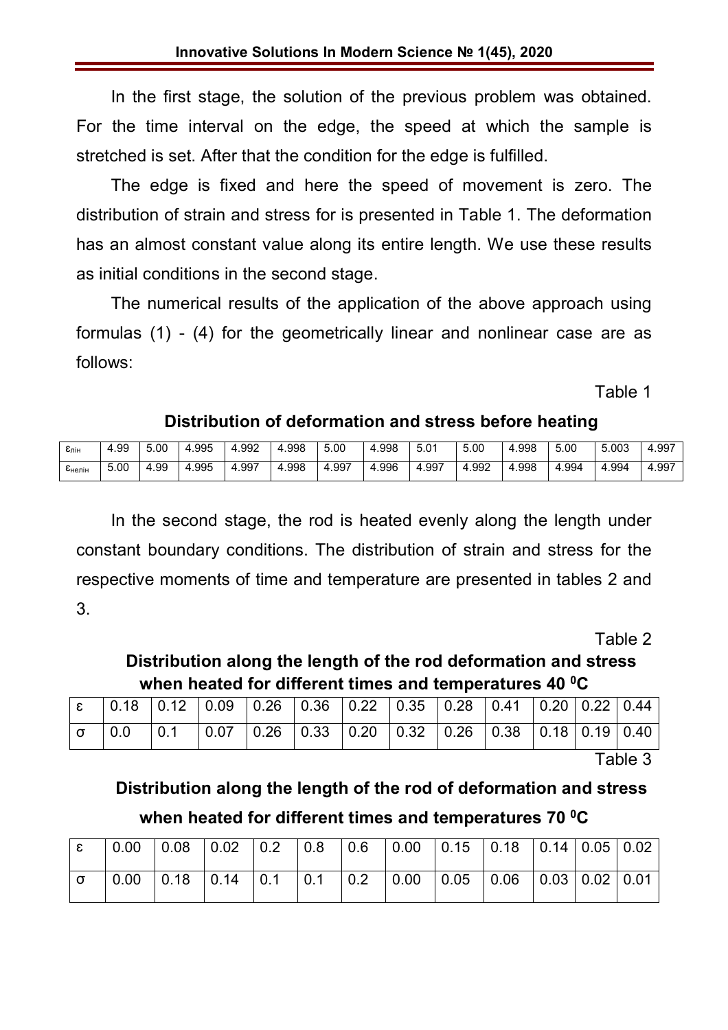In the first stage, the solution of the previous problem was obtained. For the time interval on the edge, the speed at which the sample is stretched is set. After that the condition for the edge is fulfilled.

The edge is fixed and here the speed of movement is zero. The distribution of strain and stress for is presented in Table 1. The deformation has an almost constant value along its entire length. We use these results as initial conditions in the second stage.

The numerical results of the application of the above approach using formulas (1) - (4) for the geometrically linear and nonlinear case are as follows:

Table 1

**Distribution of deformation and stress before heating**

| $\varepsilon_{лін}$ | 4.99 | 5.00 | 4.995 | 4.992 | 4.998 | 5.00 | 4.998 | 5.01 | 5.00 | 4.998 | 5.00 | 5.003 | 4.997 |
|---|---|---|---|---|---|---|---|---|---|---|---|---|---|
| $\varepsilon_{нелін}$ | 5.00 | 4.99 | 4.995 | 4.997 | 4.998 | 4.997 | 4.996 | 4.997 | 4.992 | 4.998 | 4.994 | 4.994 | 4.997 |

In the second stage, the rod is heated evenly along the length under constant boundary conditions. The distribution of strain and stress for the respective moments of time and temperature are presented in tables 2 and 3.

Table 2

**Distribution along the length of the rod deformation and stress when heated for different times and temperatures 40 $^0$C**

| ε | 0.18 | 0.12 | 0.09 | 0.26 | 0.36 | 0.22 | 0.35 | 0.28 | 0.41 | 0.20 | 0.22 | 0.44 |
|---|---|---|---|---|---|---|---|---|---|---|---|---|
| σ | 0.0 | 0.1 | 0.07 | 0.26 | 0.33 | 0.20 | 0.32 | 0.26 | 0.38 | 0.18 | 0.19 | 0.40 |

Table 3

**Distribution along the length of the rod of deformation and stress when heated for different times and temperatures 70 $^0$C**

| ε | 0.00 | 0.08 | 0.02 | 0.2 | 0.8 | 0.6 | 0.00 | 0.15 | 0.18 | 0.14 | 0.05 | 0.02 |
|---|---|---|---|---|---|---|---|---|---|---|---|---|
| σ | 0.00 | 0.18 | 0.14 | 0.1 | 0.1 | 0.2 | 0.00 | 0.05 | 0.06 | 0.03 | 0.02 | 0.01 |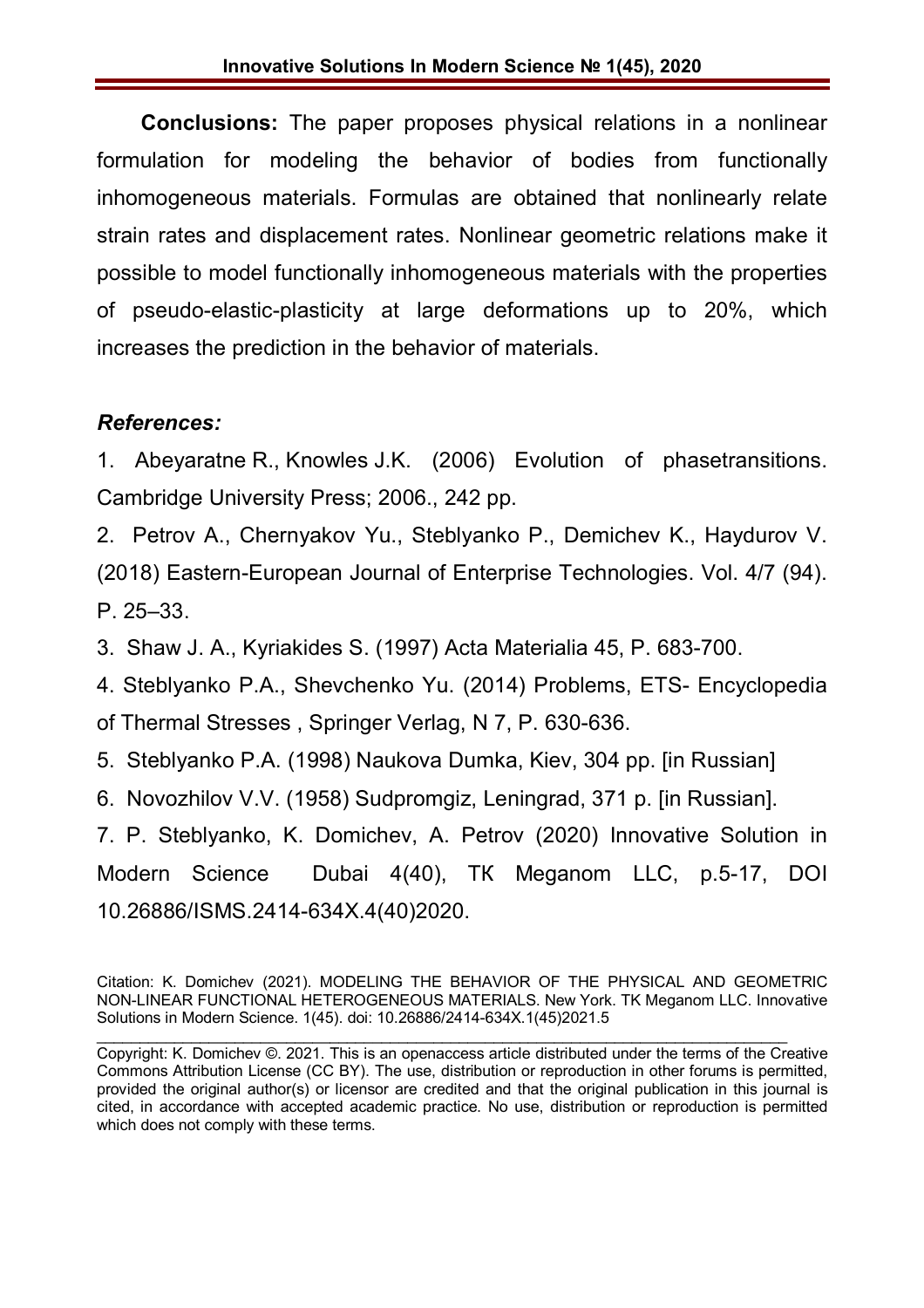**Conclusions:** The paper proposes physical relations in a nonlinear formulation for modeling the behavior of bodies from functionally inhomogeneous materials. Formulas are obtained that nonlinearly relate strain rates and displacement rates. Nonlinear geometric relations make it possible to model functionally inhomogeneous materials with the properties of pseudo-elastic-plasticity at large deformations up to 20%, which increases the prediction in the behavior of materials.

***References:***

1. Abeyaratne R., Knowles J.K. (2006) Evolution of phasetransitions. Cambridge University Press; 2006., 242 pp.
2. Petrov A., Chernyakov Yu., Steblyanko P., Demichev K., Haydurov V. (2018) Eastern-European Journal of Enterprise Technologies. Vol. 4/7 (94). P. 25–33.
3. Shaw J. A., Kyriakides S. (1997) Acta Materialia 45, P. 683-700.
4. Steblyanko P.A., Shevchenko Yu. (2014) Problems, ETS- Encyclopedia of Thermal Stresses , Springer Verlag, N 7, P. 630-636.
5. Steblyanko P.A. (1998) Naukova Dumka, Kiev, 304 pp. [in Russian]
6. Novozhilov V.V. (1958) Sudpromgiz, Leningrad, 371 p. [in Russian].
7. P. Steblyanko, K. Domichev, A. Petrov (2020) Innovative Solution in Modern Science Dubai 4(40), TK Meganom LLC, p.5-17, DOI 10.26886/ISMS.2414-634X.4(40)2020.

Citation: K. Domichev (2021). MODELING THE BEHAVIOR OF THE PHYSICAL AND GEOMETRIC NON-LINEAR FUNCTIONAL HETEROGENEOUS MATERIALS. New York. TK Meganom LLC. Innovative Solutions in Modern Science. 1(45). doi: 10.26886/2414-634X.1(45)2021.5

Copyright: K. Domichev ©. 2021. This is an openaccess article distributed under the terms of the Creative Commons Attribution License (CC BY). The use, distribution or reproduction in other forums is permitted, provided the original author(s) or licensor are credited and that the original publication in this journal is cited, in accordance with accepted academic practice. No use, distribution or reproduction is permitted which does not comply with these terms.